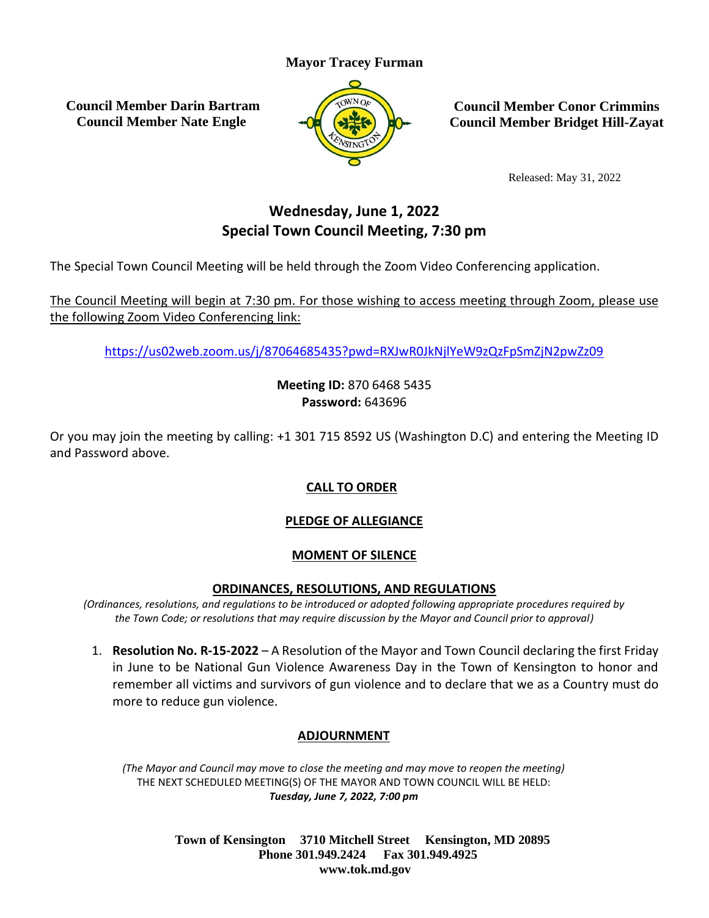**Mayor Tracey Furman**

**Council Member Darin Bartram**
**Council Member Nate Engle**

**Council Member Conor Crimmins**
**Council Member Bridget Hill-Zayat**

Released: May 31, 2022

## Wednesday, June 1, 2022
## Special Town Council Meeting, 7:30 pm

The Special Town Council Meeting will be held through the Zoom Video Conferencing application.

The Council Meeting will begin at 7:30 pm. For those wishing to access meeting through Zoom, please use the following Zoom Video Conferencing link:

https://us02web.zoom.us/j/87064685435?pwd=RXJwR0JkNjlYeW9zQzFpSmZjN2pwZz09

**Meeting ID:** 870 6468 5435
**Password:** 643696

Or you may join the meeting by calling: +1 301 715 8592 US (Washington D.C) and entering the Meeting ID and Password above.

**CALL TO ORDER**

**PLEDGE OF ALLEGIANCE**

**MOMENT OF SILENCE**

**ORDINANCES, RESOLUTIONS, AND REGULATIONS**

*(Ordinances, resolutions, and regulations to be introduced or adopted following appropriate procedures required by the Town Code; or resolutions that may require discussion by the Mayor and Council prior to approval)*

1. **Resolution No. R-15-2022** – A Resolution of the Mayor and Town Council declaring the first Friday in June to be National Gun Violence Awareness Day in the Town of Kensington to honor and remember all victims and survivors of gun violence and to declare that we as a Country must do more to reduce gun violence.

**ADJOURNMENT**

*(The Mayor and Council may move to close the meeting and may move to reopen the meeting)*
THE NEXT SCHEDULED MEETING(S) OF THE MAYOR AND TOWN COUNCIL WILL BE HELD:
***Tuesday, June 7, 2022, 7:00 pm***

**Town of Kensington 3710 Mitchell Street Kensington, MD 20895**
**Phone 301.949.2424 Fax 301.949.4925**
**www.tok.md.gov**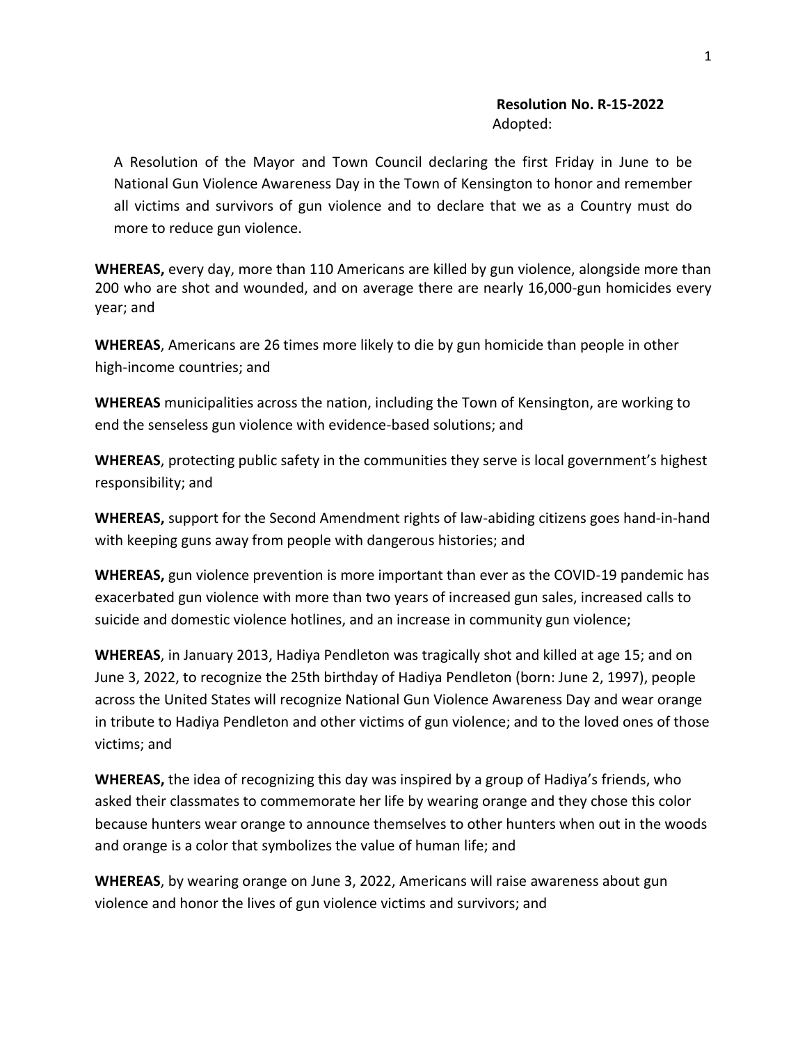**Resolution No. R-15-2022**
Adopted:

A Resolution of the Mayor and Town Council declaring the first Friday in June to be National Gun Violence Awareness Day in the Town of Kensington to honor and remember all victims and survivors of gun violence and to declare that we as a Country must do more to reduce gun violence.

**WHEREAS,** every day, more than 110 Americans are killed by gun violence, alongside more than 200 who are shot and wounded, and on average there are nearly 16,000-gun homicides every year; and

**WHEREAS**, Americans are 26 times more likely to die by gun homicide than people in other high-income countries; and

**WHEREAS** municipalities across the nation, including the Town of Kensington, are working to end the senseless gun violence with evidence-based solutions; and

**WHEREAS**, protecting public safety in the communities they serve is local government's highest responsibility; and

**WHEREAS,** support for the Second Amendment rights of law-abiding citizens goes hand-in-hand with keeping guns away from people with dangerous histories; and

**WHEREAS,** gun violence prevention is more important than ever as the COVID-19 pandemic has exacerbated gun violence with more than two years of increased gun sales, increased calls to suicide and domestic violence hotlines, and an increase in community gun violence;

**WHEREAS**, in January 2013, Hadiya Pendleton was tragically shot and killed at age 15; and on June 3, 2022, to recognize the 25th birthday of Hadiya Pendleton (born: June 2, 1997), people across the United States will recognize National Gun Violence Awareness Day and wear orange in tribute to Hadiya Pendleton and other victims of gun violence; and to the loved ones of those victims; and

**WHEREAS,** the idea of recognizing this day was inspired by a group of Hadiya's friends, who asked their classmates to commemorate her life by wearing orange and they chose this color because hunters wear orange to announce themselves to other hunters when out in the woods and orange is a color that symbolizes the value of human life; and

**WHEREAS**, by wearing orange on June 3, 2022, Americans will raise awareness about gun violence and honor the lives of gun violence victims and survivors; and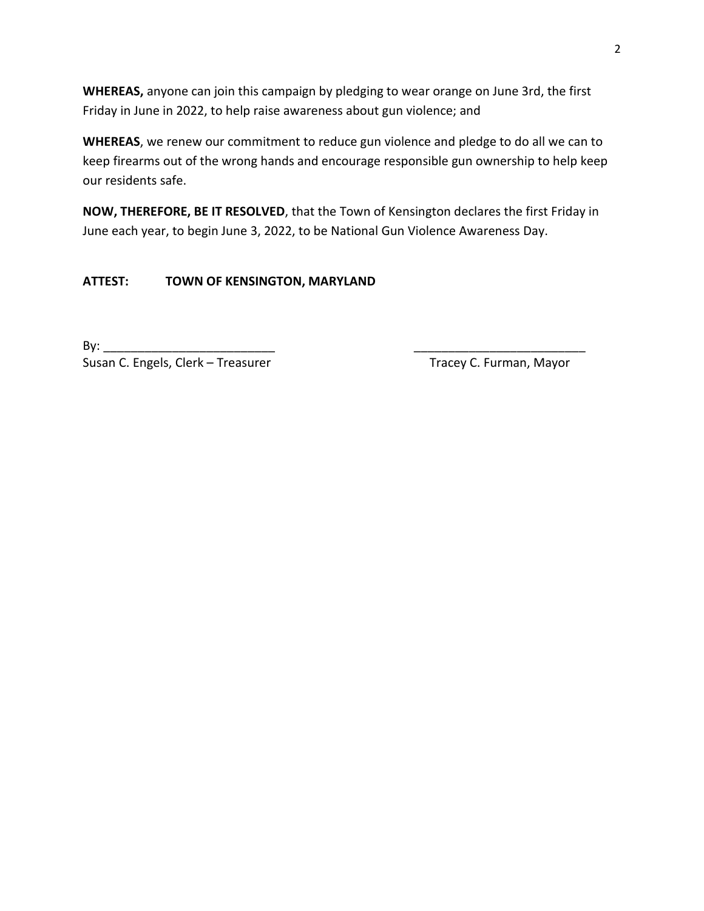**WHEREAS,** anyone can join this campaign by pledging to wear orange on June 3rd, the first Friday in June in 2022, to help raise awareness about gun violence; and

**WHEREAS**, we renew our commitment to reduce gun violence and pledge to do all we can to keep firearms out of the wrong hands and encourage responsible gun ownership to help keep our residents safe.

**NOW, THEREFORE, BE IT RESOLVED**, that the Town of Kensington declares the first Friday in June each year, to begin June 3, 2022, to be National Gun Violence Awareness Day.

**ATTEST: TOWN OF KENSINGTON, MARYLAND**

By: __________________________ __________________________

Susan C. Engels, Clerk – Treasurer Tracey C. Furman, Mayor